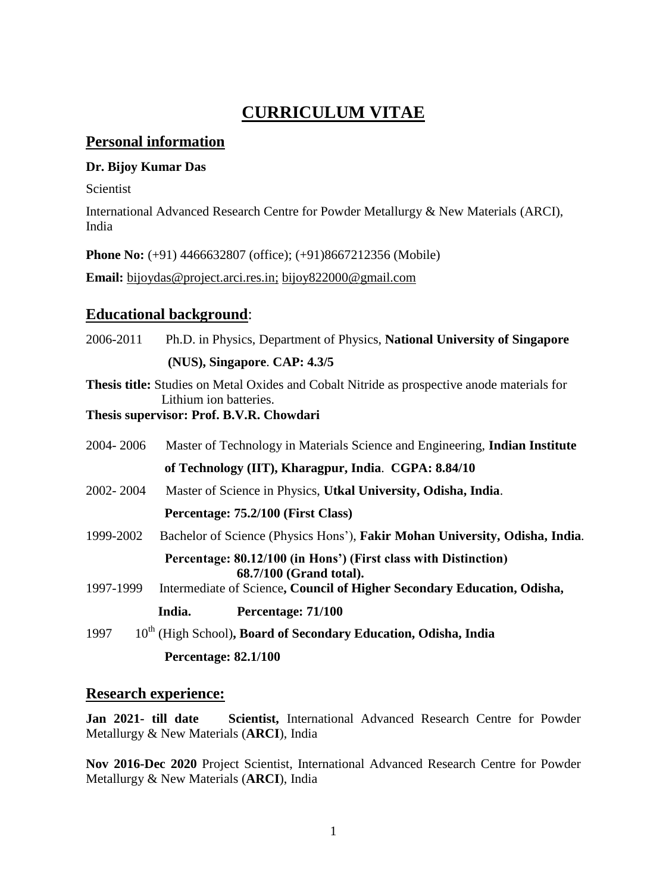# CURRICULUM VITAE

## Personal information

**Dr. Bijoy Kumar Das**

Scientist

International Advanced Research Centre for Powder Metallurgy & New Materials (ARCI), India

**Phone No:** (+91) 4466632807 (office); (+91)8667212356 (Mobile)

**Email:** bijoydas@project.arci.res.in; bijoy822000@gmail.com

## Educational background:

2006-2011 Ph.D. in Physics, Department of Physics, **National University of Singapore (NUS), Singapore**. **CAP: 4.3/5**

**Thesis title:** Studies on Metal Oxides and Cobalt Nitride as prospective anode materials for Lithium ion batteries.

**Thesis supervisor: Prof. B.V.R. Chowdari**

2004- 2006 Master of Technology in Materials Science and Engineering, **Indian Institute of Technology (IIT), Kharagpur, India**. **CGPA: 8.84/10**

2002- 2004 Master of Science in Physics, **Utkal University, Odisha, India**.
**Percentage: 75.2/100 (First Class)**

1999-2002 Bachelor of Science (Physics Hons'), **Fakir Mohan University, Odisha, India**.
**Percentage: 80.12/100 (in Hons') (First class with Distinction)**
**68.7/100 (Grand total).**

1997-1999 Intermediate of Science**, Council of Higher Secondary Education, Odisha, India.** **Percentage: 71/100**

1997 10th (High School)**, Board of Secondary Education, Odisha, India**
**Percentage: 82.1/100**

## Research experience:

**Jan 2021- till date** **Scientist,** International Advanced Research Centre for Powder Metallurgy & New Materials (**ARCI**), India

**Nov 2016-Dec 2020** Project Scientist, International Advanced Research Centre for Powder Metallurgy & New Materials (**ARCI**), India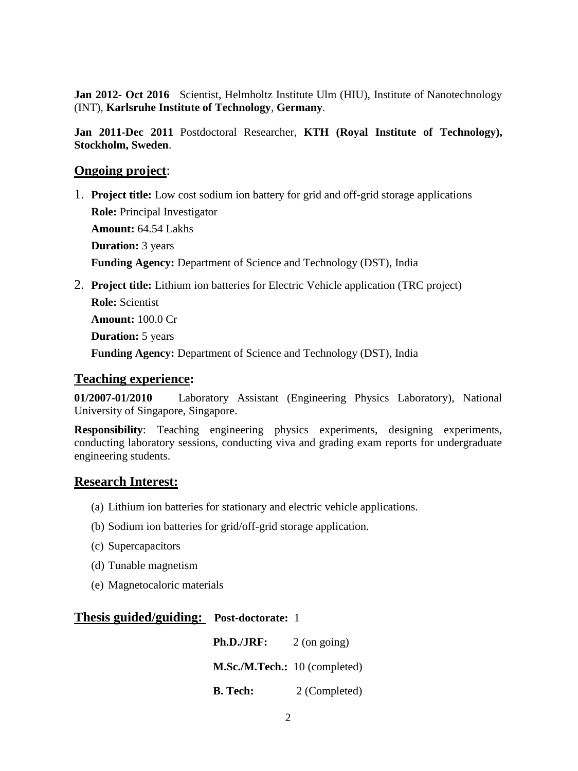**Jan 2012- Oct 2016** Scientist, Helmholtz Institute Ulm (HIU), Institute of Nanotechnology (INT), **Karlsruhe Institute of Technology**, **Germany**.

**Jan 2011-Dec 2011** Postdoctoral Researcher, **KTH (Royal Institute of Technology), Stockholm, Sweden**.

## Ongoing project:

1. **Project title:** Low cost sodium ion battery for grid and off-grid storage applications
   **Role:** Principal Investigator
   **Amount:** 64.54 Lakhs
   **Duration:** 3 years
   **Funding Agency:** Department of Science and Technology (DST), India

2. **Project title:** Lithium ion batteries for Electric Vehicle application (TRC project)
   **Role:** Scientist
   **Amount:** 100.0 Cr
   **Duration:** 5 years
   **Funding Agency:** Department of Science and Technology (DST), India

## Teaching experience:

**01/2007-01/2010** Laboratory Assistant (Engineering Physics Laboratory), National University of Singapore, Singapore.

**Responsibility**: Teaching engineering physics experiments, designing experiments, conducting laboratory sessions, conducting viva and grading exam reports for undergraduate engineering students.

## Research Interest:

(a) Lithium ion batteries for stationary and electric vehicle applications.

(b) Sodium ion batteries for grid/off-grid storage application.

(c) Supercapacitors

(d) Tunable magnetism

(e) Magnetocaloric materials

## Thesis guided/guiding:

**Post-doctorate:** 1

**Ph.D./JRF:** 2 (on going)

**M.Sc./M.Tech.:** 10 (completed)

**B. Tech:** 2 (Completed)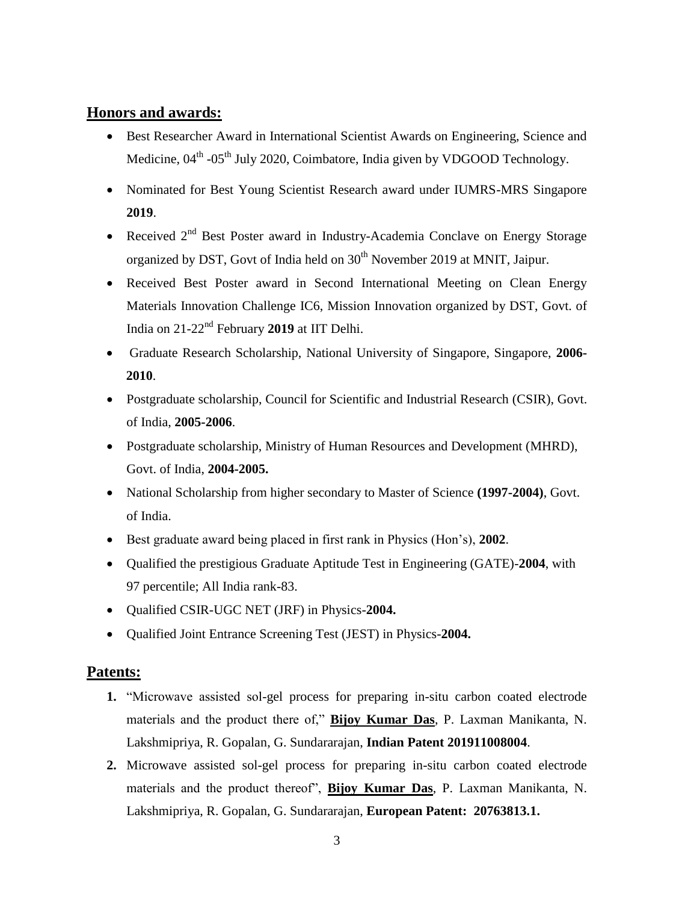## Honors and awards:

- Best Researcher Award in International Scientist Awards on Engineering, Science and Medicine, 04$^{th}$ -05$^{th}$ July 2020, Coimbatore, India given by VDGOOD Technology.
- Nominated for Best Young Scientist Research award under IUMRS-MRS Singapore **2019**.
- Received 2$^{nd}$ Best Poster award in Industry-Academia Conclave on Energy Storage organized by DST, Govt of India held on 30$^{th}$ November 2019 at MNIT, Jaipur.
- Received Best Poster award in Second International Meeting on Clean Energy Materials Innovation Challenge IC6, Mission Innovation organized by DST, Govt. of India on 21-22$^{nd}$ February **2019** at IIT Delhi.
- Graduate Research Scholarship, National University of Singapore, Singapore, **2006-2010**.
- Postgraduate scholarship, Council for Scientific and Industrial Research (CSIR), Govt. of India, **2005-2006**.
- Postgraduate scholarship, Ministry of Human Resources and Development (MHRD), Govt. of India, **2004-2005.**
- National Scholarship from higher secondary to Master of Science **(1997-2004)**, Govt. of India.
- Best graduate award being placed in first rank in Physics (Hon's), **2002**.
- Qualified the prestigious Graduate Aptitude Test in Engineering (GATE)-**2004**, with 97 percentile; All India rank-83.
- Qualified CSIR-UGC NET (JRF) in Physics-**2004.**
- Qualified Joint Entrance Screening Test (JEST) in Physics-**2004.**

## Patents:

1. "Microwave assisted sol-gel process for preparing in-situ carbon coated electrode materials and the product there of," **Bijoy Kumar Das**, P. Laxman Manikanta, N. Lakshmipriya, R. Gopalan, G. Sundararajan, **Indian Patent 201911008004**.
2. Microwave assisted sol-gel process for preparing in-situ carbon coated electrode materials and the product thereof", **Bijoy Kumar Das**, P. Laxman Manikanta, N. Lakshmipriya, R. Gopalan, G. Sundararajan, **European Patent: 20763813.1.**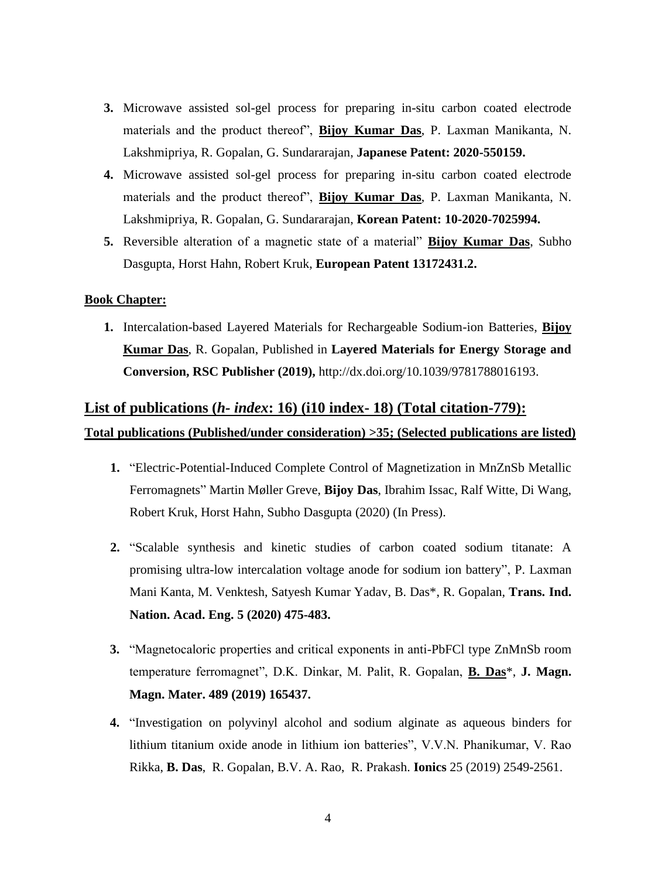3. Microwave assisted sol-gel process for preparing in-situ carbon coated electrode materials and the product thereof", **Bijoy Kumar Das**, P. Laxman Manikanta, N. Lakshmipriya, R. Gopalan, G. Sundararajan, **Japanese Patent: 2020-550159.**
4. Microwave assisted sol-gel process for preparing in-situ carbon coated electrode materials and the product thereof", **Bijoy Kumar Das**, P. Laxman Manikanta, N. Lakshmipriya, R. Gopalan, G. Sundararajan, **Korean Patent: 10-2020-7025994.**
5. Reversible alteration of a magnetic state of a material" **Bijoy Kumar Das**, Subho Dasgupta, Horst Hahn, Robert Kruk, **European Patent 13172431.2.**

**Book Chapter:**

1. Intercalation-based Layered Materials for Rechargeable Sodium-ion Batteries, **Bijoy Kumar Das**, R. Gopalan, Published in **Layered Materials for Energy Storage and Conversion, RSC Publisher (2019),** http://dx.doi.org/10.1039/9781788016193.

## List of publications (*h- index*: 16) (i10 index- 18) (Total citation-779):

**Total publications (Published/under consideration) >35; (Selected publications are listed)**

1. "Electric-Potential-Induced Complete Control of Magnetization in MnZnSb Metallic Ferromagnets" Martin Møller Greve, **Bijoy Das**, Ibrahim Issac, Ralf Witte, Di Wang, Robert Kruk, Horst Hahn, Subho Dasgupta (2020) (In Press).

2. "Scalable synthesis and kinetic studies of carbon coated sodium titanate: A promising ultra-low intercalation voltage anode for sodium ion battery", P. Laxman Mani Kanta, M. Venktesh, Satyesh Kumar Yadav, B. Das*, R. Gopalan, **Trans. Ind. Nation. Acad. Eng. 5 (2020) 475-483.**

3. "Magnetocaloric properties and critical exponents in anti-PbFCl type ZnMnSb room temperature ferromagnet", D.K. Dinkar, M. Palit, R. Gopalan, **B. Das***, **J. Magn. Magn. Mater. 489 (2019) 165437.**

4. "Investigation on polyvinyl alcohol and sodium alginate as aqueous binders for lithium titanium oxide anode in lithium ion batteries", V.V.N. Phanikumar, V. Rao Rikka, **B. Das**, R. Gopalan, B.V. A. Rao, R. Prakash. **Ionics** 25 (2019) 2549-2561.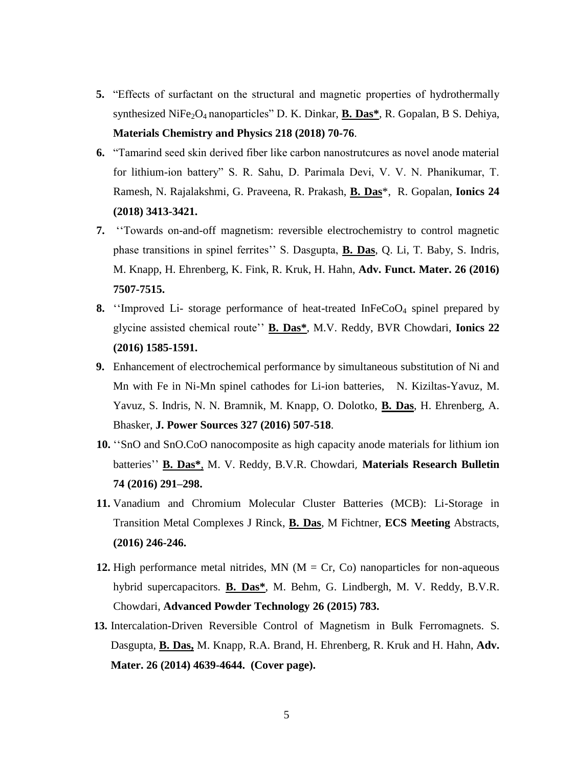5. "Effects of surfactant on the structural and magnetic properties of hydrothermally synthesized $NiFe_2O_4$ nanoparticles" D. K. Dinkar, **B. Das***, R. Gopalan, B S. Dehiya, **Materials Chemistry and Physics 218 (2018) 70-76**.
6. "Tamarind seed skin derived fiber like carbon nanostrutcures as novel anode material for lithium-ion battery" S. R. Sahu, D. Parimala Devi, V. V. N. Phanikumar, T. Ramesh, N. Rajalakshmi, G. Praveena, R. Prakash, **B. Das***, R. Gopalan, **Ionics 24 (2018) 3413-3421.**
7. ''Towards on-and-off magnetism: reversible electrochemistry to control magnetic phase transitions in spinel ferrites'' S. Dasgupta, **B. Das**, Q. Li, T. Baby, S. Indris, M. Knapp, H. Ehrenberg, K. Fink, R. Kruk, H. Hahn, **Adv. Funct. Mater. 26 (2016) 7507-7515.**
8. ''Improved Li- storage performance of heat-treated $InFeCoO_4$ spinel prepared by glycine assisted chemical route'' **B. Das***, M.V. Reddy, BVR Chowdari, **Ionics 22 (2016) 1585-1591.**
9. Enhancement of electrochemical performance by simultaneous substitution of Ni and Mn with Fe in Ni-Mn spinel cathodes for Li-ion batteries, N. Kiziltas-Yavuz, M. Yavuz, S. Indris, N. N. Bramnik, M. Knapp, O. Dolotko, **B. Das**, H. Ehrenberg, A. Bhasker, **J. Power Sources 327 (2016) 507-518**.
10. ''SnO and SnO.CoO nanocomposite as high capacity anode materials for lithium ion batteries'' **B. Das***, M. V. Reddy, B.V.R. Chowdari, **Materials Research Bulletin 74 (2016) 291–298.**
11. Vanadium and Chromium Molecular Cluster Batteries (MCB): Li-Storage in Transition Metal Complexes J Rinck, **B. Das**, M Fichtner, **ECS Meeting** Abstracts, **(2016) 246-246.**
12. High performance metal nitrides, MN (M = Cr, Co) nanoparticles for non-aqueous hybrid supercapacitors. **B. Das***, M. Behm, G. Lindbergh, M. V. Reddy, B.V.R. Chowdari, **Advanced Powder Technology 26 (2015) 783.**
13. Intercalation-Driven Reversible Control of Magnetism in Bulk Ferromagnets. S. Dasgupta, **B. Das,** M. Knapp, R.A. Brand, H. Ehrenberg, R. Kruk and H. Hahn, **Adv. Mater. 26 (2014) 4639-4644. (Cover page).**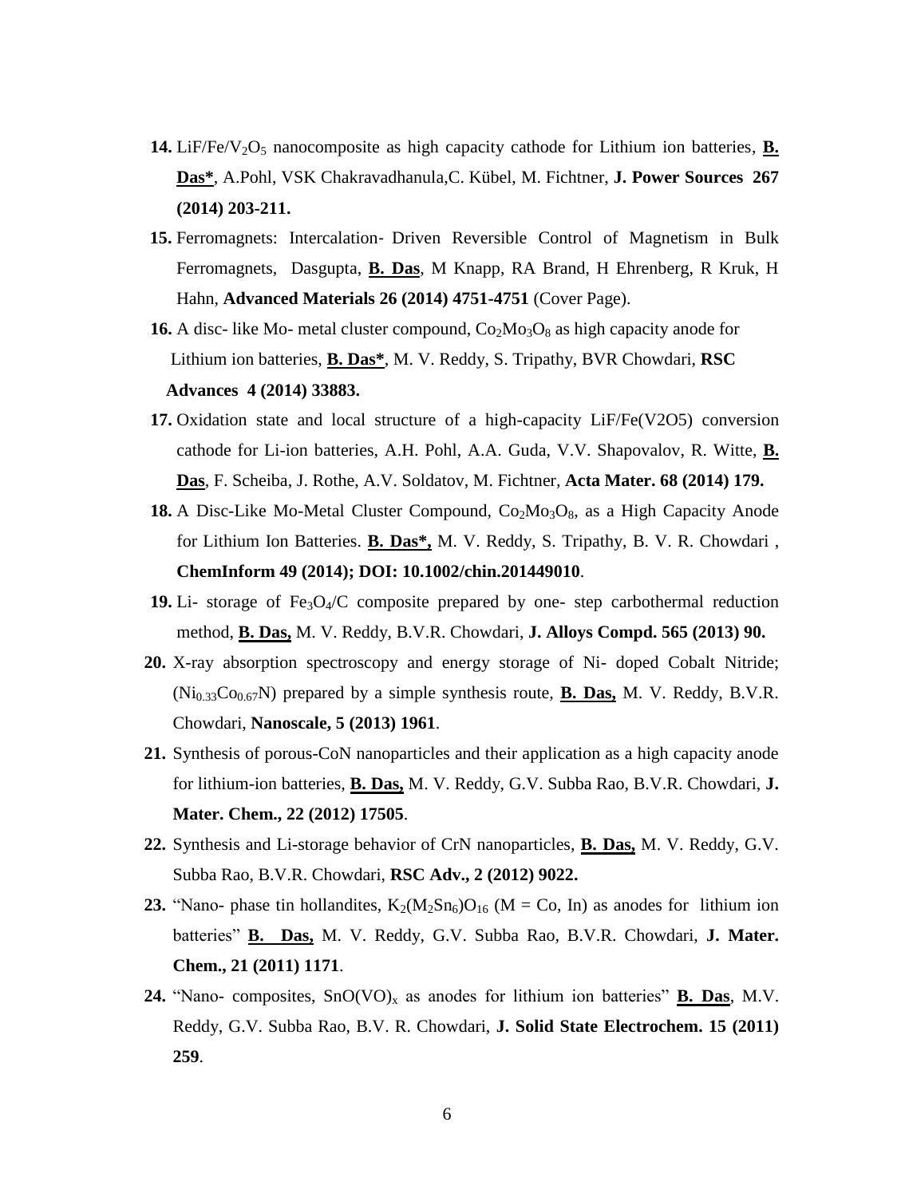14. $LiF/Fe/V_2O_5$ nanocomposite as high capacity cathode for Lithium ion batteries, **B. Das***, A.Pohl, VSK Chakravadhanula,C. Kübel, M. Fichtner, **J. Power Sources 267 (2014) 203-211.**

15. Ferromagnets: Intercalation‐ Driven Reversible Control of Magnetism in Bulk Ferromagnets, Dasgupta, **B. Das**, M Knapp, RA Brand, H Ehrenberg, R Kruk, H Hahn, **Advanced Materials 26 (2014) 4751-4751** (Cover Page).

16. A disc‐ like Mo‐ metal cluster compound, $Co_2Mo_3O_8$ as high capacity anode for Lithium ion batteries, **B. Das***, M. V. Reddy, S. Tripathy, BVR Chowdari, **RSC Advances 4 (2014) 33883.**

17. Oxidation state and local structure of a high-capacity LiF/Fe(V2O5) conversion cathode for Li-ion batteries, A.H. Pohl, A.A. Guda, V.V. Shapovalov, R. Witte, **B. Das**, F. Scheiba, J. Rothe, A.V. Soldatov, M. Fichtner, **Acta Mater. 68 (2014) 179.**

18. A Disc-Like Mo-Metal Cluster Compound, $Co_2Mo_3O_8$, as a High Capacity Anode for Lithium Ion Batteries. **B. Das*,** M. V. Reddy, S. Tripathy, B. V. R. Chowdari , **ChemInform 49 (2014); DOI: 10.1002/chin.201449010**.

19. Li- storage of $Fe_3O_4$/C composite prepared by one- step carbothermal reduction method, **B. Das,** M. V. Reddy, B.V.R. Chowdari, **J. Alloys Compd. 565 (2013) 90.**

20. X-ray absorption spectroscopy and energy storage of Ni- doped Cobalt Nitride; ($Ni_{0.33}Co_{0.67}N$) prepared by a simple synthesis route, **B. Das,** M. V. Reddy, B.V.R. Chowdari, **Nanoscale, 5 (2013) 1961**.

21. Synthesis of porous-CoN nanoparticles and their application as a high capacity anode for lithium-ion batteries, **B. Das,** M. V. Reddy, G.V. Subba Rao, B.V.R. Chowdari, **J. Mater. Chem., 22 (2012) 17505**.

22. Synthesis and Li-storage behavior of CrN nanoparticles, **B. Das,** M. V. Reddy, G.V. Subba Rao, B.V.R. Chowdari, **RSC Adv., 2 (2012) 9022.**

23. "Nano- phase tin hollandites, $K_2(M_2Sn_6)O_{16}$ (M = Co, In) as anodes for lithium ion batteries" **B. Das,** M. V. Reddy, G.V. Subba Rao, B.V.R. Chowdari, **J. Mater. Chem., 21 (2011) 1171**.

24. "Nano- composites, $SnO(VO)_x$ as anodes for lithium ion batteries" **B. Das**, M.V. Reddy, G.V. Subba Rao, B.V. R. Chowdari, **J. Solid State Electrochem. 15 (2011) 259**.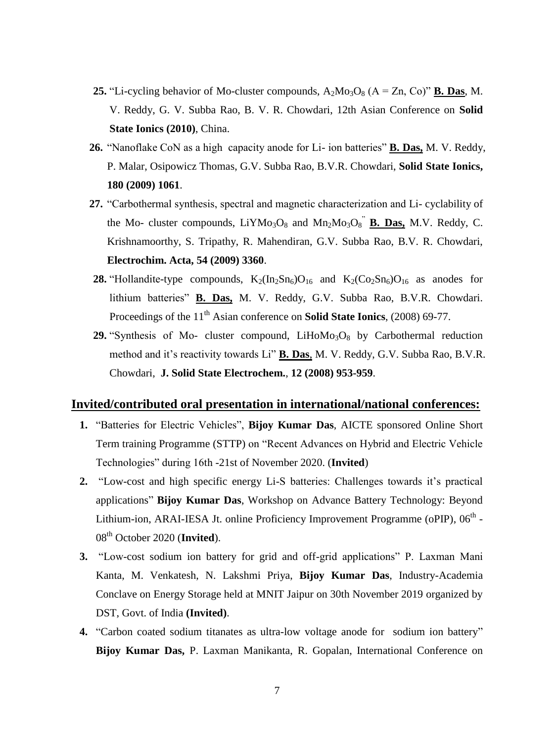25. "Li-cycling behavior of Mo-cluster compounds, $A_2Mo_3O_8$ (A = Zn, Co)" **B. Das**, M. V. Reddy, G. V. Subba Rao, B. V. R. Chowdari, 12th Asian Conference on **Solid State Ionics (2010)**, China.

26. "Nanoflake CoN as a high capacity anode for Li- ion batteries" **B. Das,** M. V. Reddy, P. Malar, Osipowicz Thomas, G.V. Subba Rao, B.V.R. Chowdari, **Solid State Ionics, 180 (2009) 1061**.

27. "Carbothermal synthesis, spectral and magnetic characterization and Li- cyclability of the Mo- cluster compounds, $LiYMo_3O_8$ and $Mn_2Mo_3O_8$" **B. Das,** M.V. Reddy, C. Krishnamoorthy, S. Tripathy, R. Mahendiran, G.V. Subba Rao, B.V. R. Chowdari, **Electrochim. Acta, 54 (2009) 3360**.

28. "Hollandite-type compounds, $K_2(In_2Sn_6)O_{16}$ and $K_2(Co_2Sn_6)O_{16}$ as anodes for lithium batteries" **B. Das,** M. V. Reddy, G.V. Subba Rao, B.V.R. Chowdari. Proceedings of the 11th Asian conference on **Solid State Ionics**, (2008) 69-77.

29. "Synthesis of Mo- cluster compound, $LiHoMo_3O_8$ by Carbothermal reduction method and it's reactivity towards Li" **B. Das**, M. V. Reddy, G.V. Subba Rao, B.V.R. Chowdari, **J. Solid State Electrochem.**, **12 (2008) 953-959**.

## Invited/contributed oral presentation in international/national conferences:

1. "Batteries for Electric Vehicles", **Bijoy Kumar Das**, AICTE sponsored Online Short Term training Programme (STTP) on "Recent Advances on Hybrid and Electric Vehicle Technologies" during 16th -21st of November 2020. (**Invited**)

2. "Low-cost and high specific energy Li-S batteries: Challenges towards it's practical applications" **Bijoy Kumar Das**, Workshop on Advance Battery Technology: Beyond Lithium-ion, ARAI-IESA Jt. online Proficiency Improvement Programme (oPIP), 06th - 08th October 2020 (**Invited**).

3. "Low-cost sodium ion battery for grid and off-grid applications" P. Laxman Mani Kanta, M. Venkatesh, N. Lakshmi Priya, **Bijoy Kumar Das**, Industry-Academia Conclave on Energy Storage held at MNIT Jaipur on 30th November 2019 organized by DST, Govt. of India **(Invited)**.

4. "Carbon coated sodium titanates as ultra-low voltage anode for sodium ion battery" **Bijoy Kumar Das,** P. Laxman Manikanta, R. Gopalan, International Conference on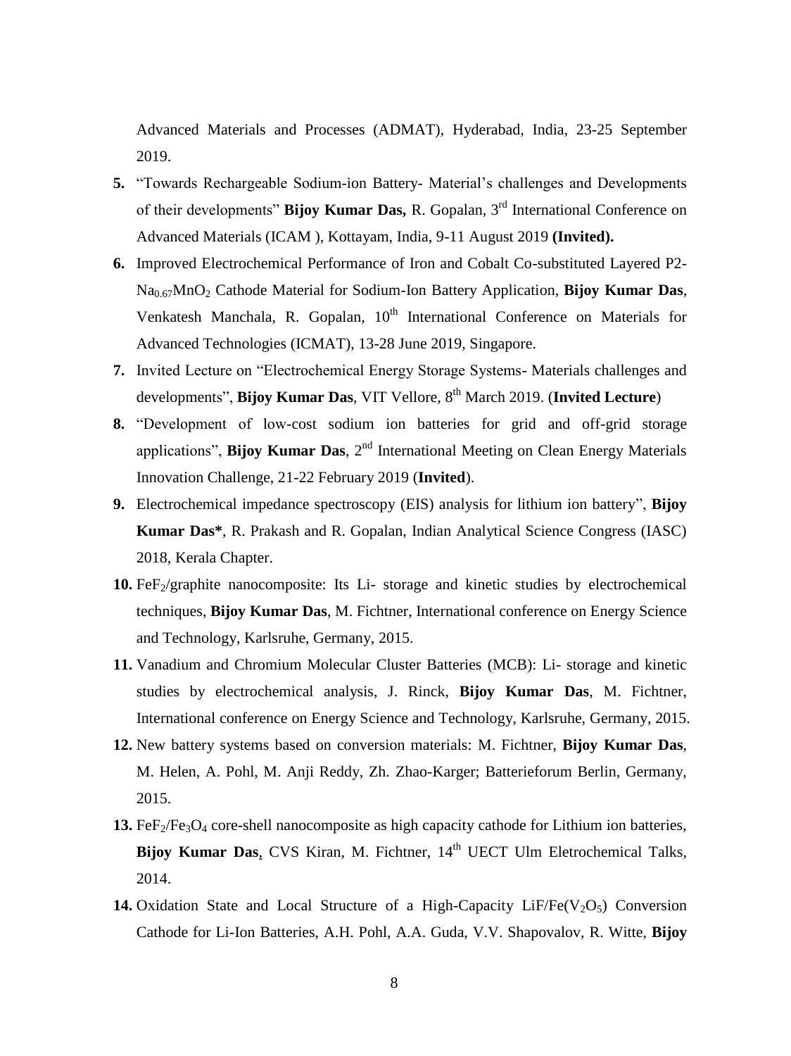Advanced Materials and Processes (ADMAT), Hyderabad, India, 23-25 September 2019.

5. "Towards Rechargeable Sodium-ion Battery- Material's challenges and Developments of their developments" **Bijoy Kumar Das,** R. Gopalan, 3rd International Conference on Advanced Materials (ICAM ), Kottayam, India, 9-11 August 2019 **(Invited).**
6. Improved Electrochemical Performance of Iron and Cobalt Co-substituted Layered P2-$Na_{0.67}MnO_2$ Cathode Material for Sodium-Ion Battery Application, **Bijoy Kumar Das**, Venkatesh Manchala, R. Gopalan, 10th International Conference on Materials for Advanced Technologies (ICMAT), 13-28 June 2019, Singapore.
7. Invited Lecture on "Electrochemical Energy Storage Systems- Materials challenges and developments", **Bijoy Kumar Das**, VIT Vellore, 8th March 2019. (**Invited Lecture**)
8. "Development of low-cost sodium ion batteries for grid and off-grid storage applications", **Bijoy Kumar Das**, 2nd International Meeting on Clean Energy Materials Innovation Challenge, 21-22 February 2019 (**Invited**).
9. Electrochemical impedance spectroscopy (EIS) analysis for lithium ion battery", **Bijoy Kumar Das***, R. Prakash and R. Gopalan, Indian Analytical Science Congress (IASC) 2018, Kerala Chapter.
10. $FeF_2$/graphite nanocomposite: Its Li- storage and kinetic studies by electrochemical techniques, **Bijoy Kumar Das**, M. Fichtner, International conference on Energy Science and Technology, Karlsruhe, Germany, 2015.
11. Vanadium and Chromium Molecular Cluster Batteries (MCB): Li- storage and kinetic studies by electrochemical analysis, J. Rinck, **Bijoy Kumar Das**, M. Fichtner, International conference on Energy Science and Technology, Karlsruhe, Germany, 2015.
12. New battery systems based on conversion materials: M. Fichtner, **Bijoy Kumar Das**, M. Helen, A. Pohl, M. Anji Reddy, Zh. Zhao-Karger; Batterieforum Berlin, Germany, 2015.
13. $FeF_2/Fe_3O_4$ core-shell nanocomposite as high capacity cathode for Lithium ion batteries, **Bijoy Kumar Das**, CVS Kiran, M. Fichtner, 14th UECT Ulm Eletrochemical Talks, 2014.
14. Oxidation State and Local Structure of a High-Capacity $LiF/Fe(V_2O_5)$ Conversion Cathode for Li-Ion Batteries, A.H. Pohl, A.A. Guda, V.V. Shapovalov, R. Witte, **Bijoy**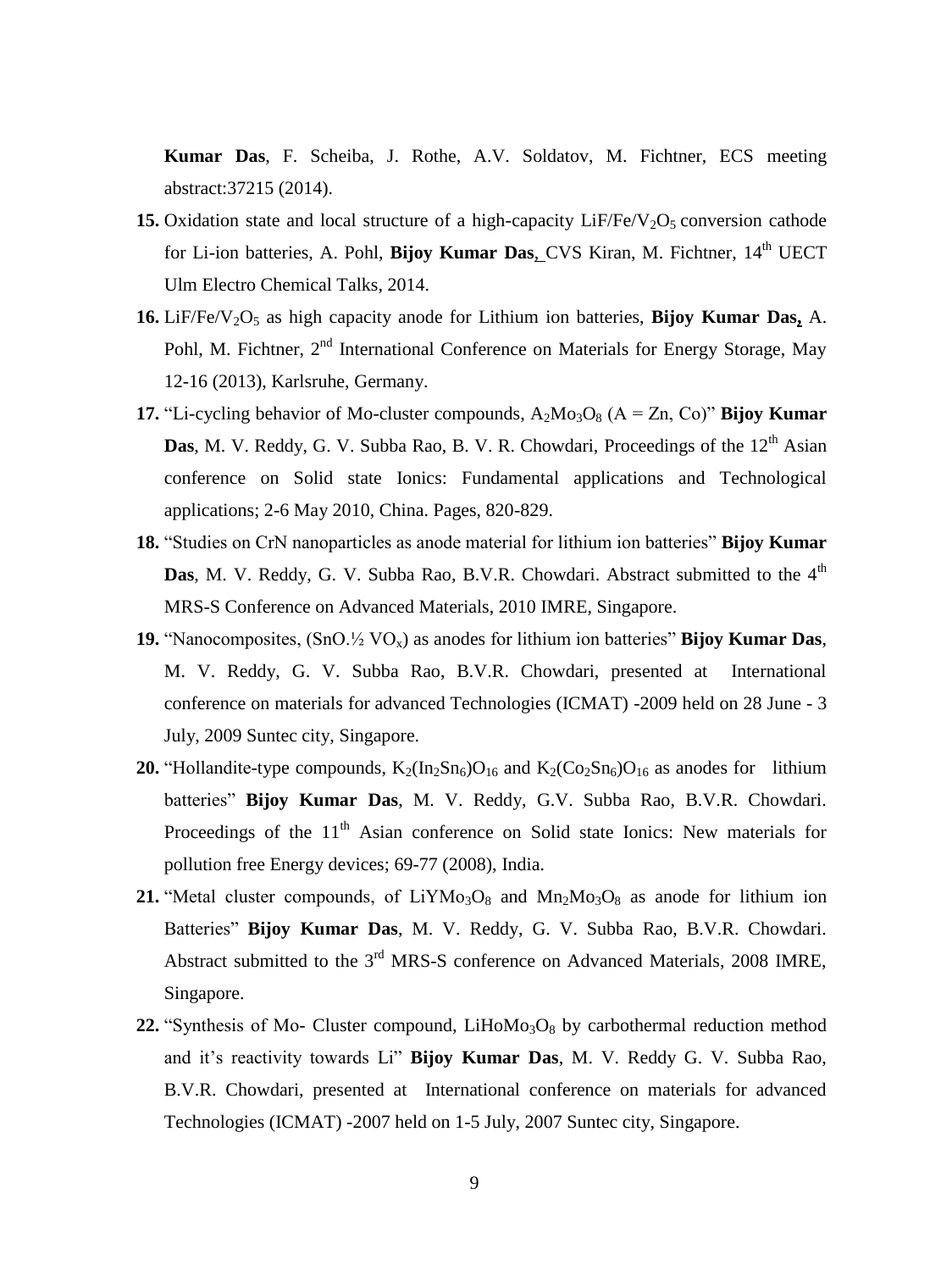**Kumar Das**, F. Scheiba, J. Rothe, A.V. Soldatov, M. Fichtner, ECS meeting abstract:37215 (2014).

15. Oxidation state and local structure of a high-capacity $LiF/Fe/V_2O_5$ conversion cathode for Li-ion batteries, A. Pohl, **Bijoy Kumar Das**, CVS Kiran, M. Fichtner, 14th UECT Ulm Electro Chemical Talks, 2014.
16. $LiF/Fe/V_2O_5$ as high capacity anode for Lithium ion batteries, **Bijoy Kumar Das,** A. Pohl, M. Fichtner, 2nd International Conference on Materials for Energy Storage, May 12-16 (2013), Karlsruhe, Germany.
17. "Li-cycling behavior of Mo-cluster compounds, $A_2Mo_3O_8$ (A = Zn, Co)" **Bijoy Kumar Das**, M. V. Reddy, G. V. Subba Rao, B. V. R. Chowdari, Proceedings of the 12th Asian conference on Solid state Ionics: Fundamental applications and Technological applications; 2-6 May 2010, China. Pages, 820-829.
18. "Studies on CrN nanoparticles as anode material for lithium ion batteries" **Bijoy Kumar Das**, M. V. Reddy, G. V. Subba Rao, B.V.R. Chowdari. Abstract submitted to the 4th MRS-S Conference on Advanced Materials, 2010 IMRE, Singapore.
19. "Nanocomposites, ($SnO.½\ VO_x$) as anodes for lithium ion batteries" **Bijoy Kumar Das**, M. V. Reddy, G. V. Subba Rao, B.V.R. Chowdari, presented at International conference on materials for advanced Technologies (ICMAT) -2009 held on 28 June - 3 July, 2009 Suntec city, Singapore.
20. "Hollandite-type compounds, $K_2(In_2Sn_6)O_{16}$ and $K_2(Co_2Sn_6)O_{16}$ as anodes for lithium batteries" **Bijoy Kumar Das**, M. V. Reddy, G.V. Subba Rao, B.V.R. Chowdari. Proceedings of the 11th Asian conference on Solid state Ionics: New materials for pollution free Energy devices; 69-77 (2008), India.
21. "Metal cluster compounds, of $LiYMo_3O_8$ and $Mn_2Mo_3O_8$ as anode for lithium ion Batteries" **Bijoy Kumar Das**, M. V. Reddy, G. V. Subba Rao, B.V.R. Chowdari. Abstract submitted to the 3rd MRS-S conference on Advanced Materials, 2008 IMRE, Singapore.
22. "Synthesis of Mo- Cluster compound, $LiHoMo_3O_8$ by carbothermal reduction method and it's reactivity towards Li" **Bijoy Kumar Das**, M. V. Reddy G. V. Subba Rao, B.V.R. Chowdari, presented at International conference on materials for advanced Technologies (ICMAT) -2007 held on 1-5 July, 2007 Suntec city, Singapore.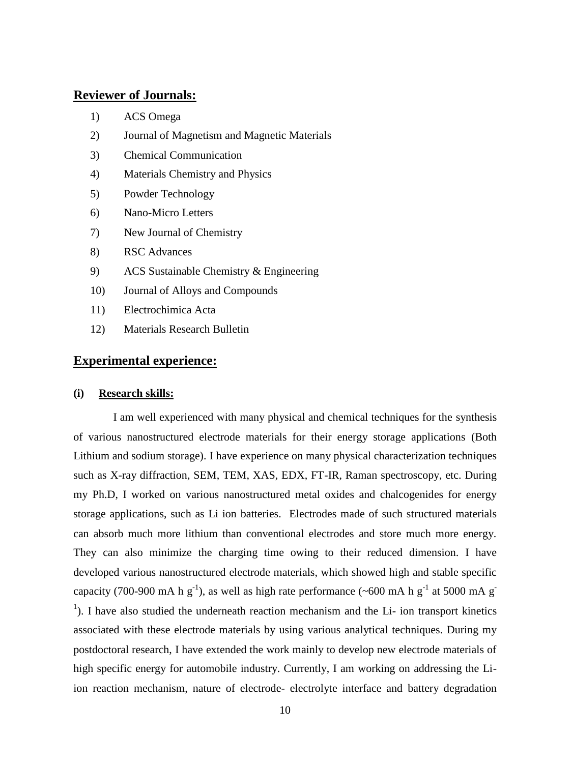## Reviewer of Journals:

1) ACS Omega
2) Journal of Magnetism and Magnetic Materials
3) Chemical Communication
4) Materials Chemistry and Physics
5) Powder Technology
6) Nano-Micro Letters
7) New Journal of Chemistry
8) RSC Advances
9) ACS Sustainable Chemistry & Engineering
10) Journal of Alloys and Compounds
11) Electrochimica Acta
12) Materials Research Bulletin

## Experimental experience:

### (i) Research skills:

I am well experienced with many physical and chemical techniques for the synthesis of various nanostructured electrode materials for their energy storage applications (Both Lithium and sodium storage). I have experience on many physical characterization techniques such as X-ray diffraction, SEM, TEM, XAS, EDX, FT-IR, Raman spectroscopy, etc. During my Ph.D, I worked on various nanostructured metal oxides and chalcogenides for energy storage applications, such as Li ion batteries. Electrodes made of such structured materials can absorb much more lithium than conventional electrodes and store much more energy. They can also minimize the charging time owing to their reduced dimension. I have developed various nanostructured electrode materials, which showed high and stable specific capacity (700-900 mA h $g^{-1}$), as well as high rate performance (~600 mA h $g^{-1}$ at 5000 mA $g^{-1}$). I have also studied the underneath reaction mechanism and the Li- ion transport kinetics associated with these electrode materials by using various analytical techniques. During my postdoctoral research, I have extended the work mainly to develop new electrode materials of high specific energy for automobile industry. Currently, I am working on addressing the Li-ion reaction mechanism, nature of electrode- electrolyte interface and battery degradation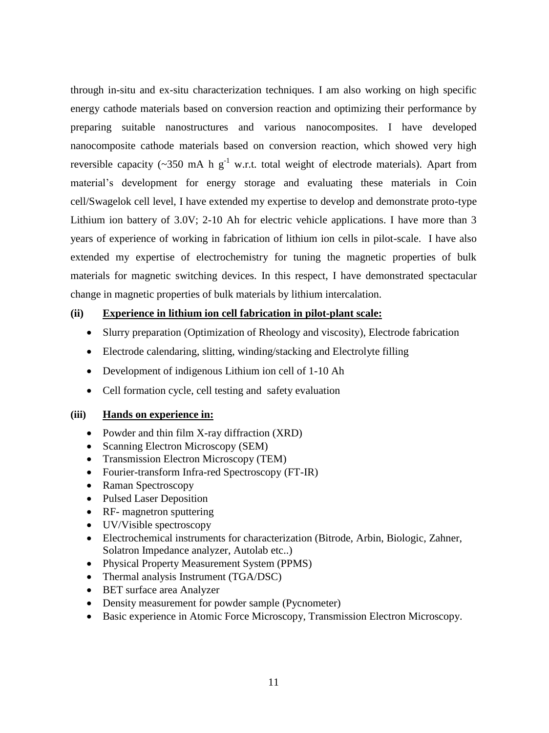through in-situ and ex-situ characterization techniques. I am also working on high specific energy cathode materials based on conversion reaction and optimizing their performance by preparing suitable nanostructures and various nanocomposites. I have developed nanocomposite cathode materials based on conversion reaction, which showed very high reversible capacity (~350 mA h $g^{-1}$ w.r.t. total weight of electrode materials). Apart from material's development for energy storage and evaluating these materials in Coin cell/Swagelok cell level, I have extended my expertise to develop and demonstrate proto-type Lithium ion battery of 3.0V; 2-10 Ah for electric vehicle applications. I have more than 3 years of experience of working in fabrication of lithium ion cells in pilot-scale. I have also extended my expertise of electrochemistry for tuning the magnetic properties of bulk materials for magnetic switching devices. In this respect, I have demonstrated spectacular change in magnetic properties of bulk materials by lithium intercalation.

**(ii) <u>Experience in lithium ion cell fabrication in pilot-plant scale:</u>**

- Slurry preparation (Optimization of Rheology and viscosity), Electrode fabrication
- Electrode calendaring, slitting, winding/stacking and Electrolyte filling
- Development of indigenous Lithium ion cell of 1-10 Ah
- Cell formation cycle, cell testing and safety evaluation

**(iii) <u>Hands on experience in:</u>**

- Powder and thin film X-ray diffraction (XRD)
- Scanning Electron Microscopy (SEM)
- Transmission Electron Microscopy (TEM)
- Fourier-transform Infra-red Spectroscopy (FT-IR)
- Raman Spectroscopy
- Pulsed Laser Deposition
- RF- magnetron sputtering
- UV/Visible spectroscopy
- Electrochemical instruments for characterization (Bitrode, Arbin, Biologic, Zahner, Solatron Impedance analyzer, Autolab etc..)
- Physical Property Measurement System (PPMS)
- Thermal analysis Instrument (TGA/DSC)
- BET surface area Analyzer
- Density measurement for powder sample (Pycnometer)
- Basic experience in Atomic Force Microscopy, Transmission Electron Microscopy.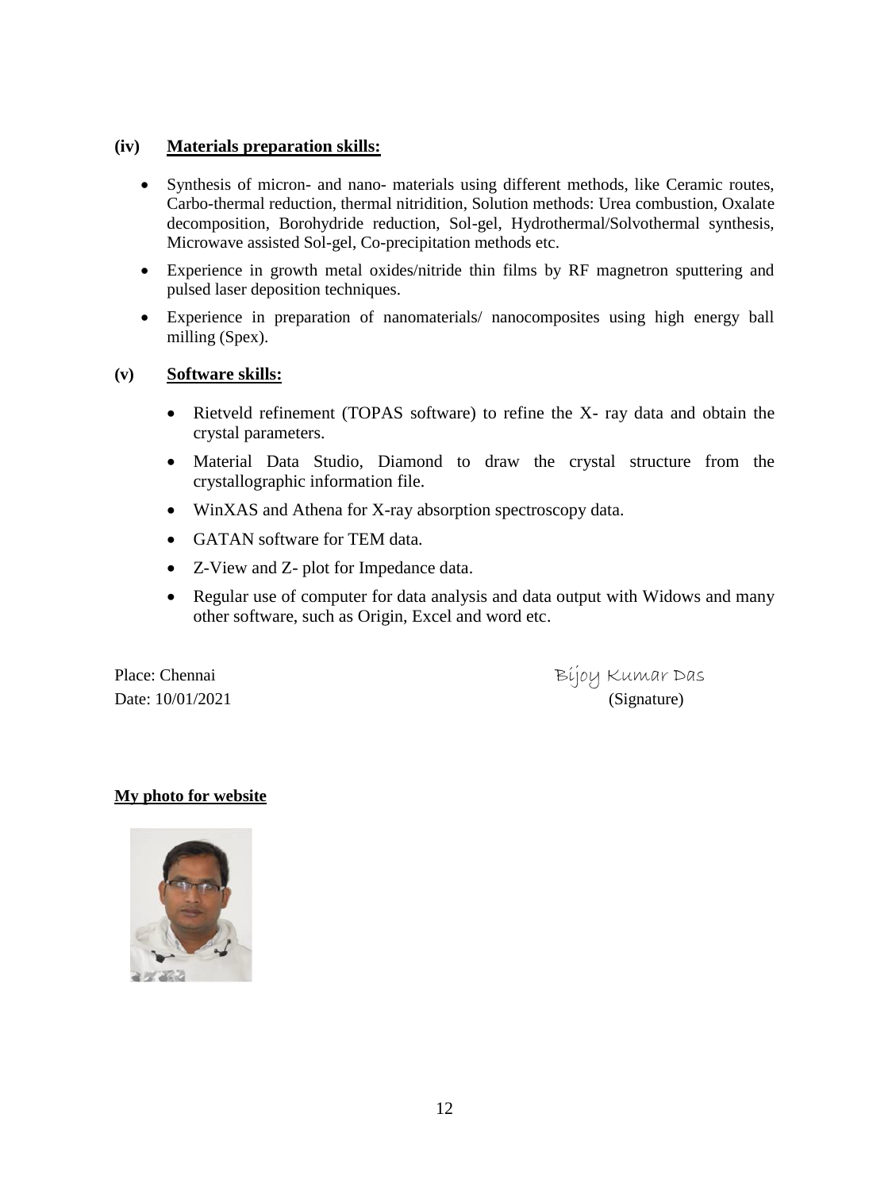### (iv) Materials preparation skills:

- Synthesis of micron- and nano- materials using different methods, like Ceramic routes, Carbo-thermal reduction, thermal nitridition, Solution methods: Urea combustion, Oxalate decomposition, Borohydride reduction, Sol-gel, Hydrothermal/Solvothermal synthesis, Microwave assisted Sol-gel, Co-precipitation methods etc.
- Experience in growth metal oxides/nitride thin films by RF magnetron sputtering and pulsed laser deposition techniques.
- Experience in preparation of nanomaterials/ nanocomposites using high energy ball milling (Spex).

### (v) Software skills:

- Rietveld refinement (TOPAS software) to refine the X- ray data and obtain the crystal parameters.
- Material Data Studio, Diamond to draw the crystal structure from the crystallographic information file.
- WinXAS and Athena for X-ray absorption spectroscopy data.
- GATAN software for TEM data.
- Z-View and Z- plot for Impedance data.
- Regular use of computer for data analysis and data output with Widows and many other software, such as Origin, Excel and word etc.

Place: Chennai — Bijoy Kumar Das

Date: 10/01/2021 — (Signature)

**My photo for website**